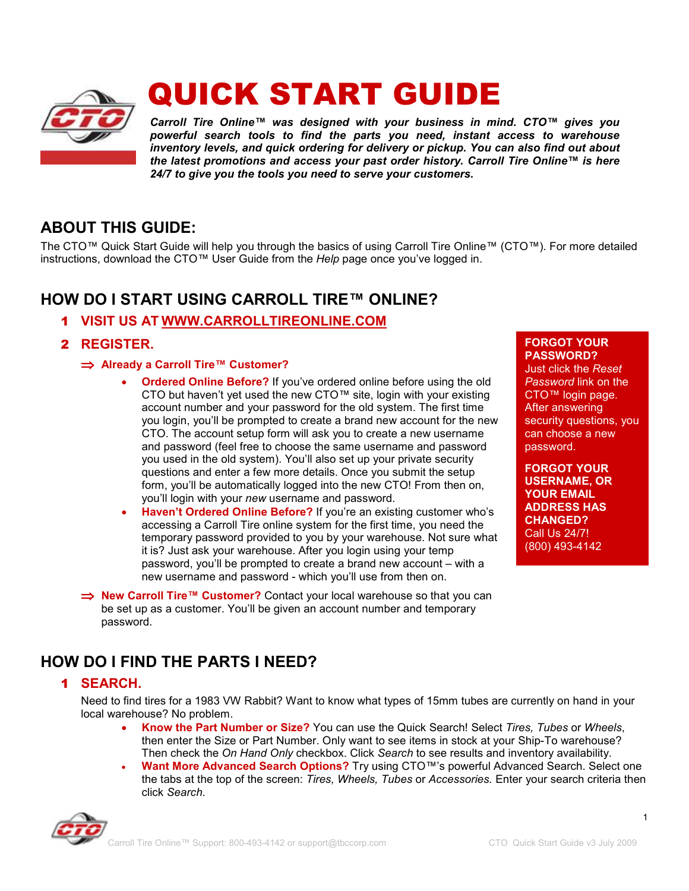# QUICK START GUIDE

***Carroll Tire Online™ was designed with your business in mind. CTO™ gives you powerful search tools to find the parts you need, instant access to warehouse inventory levels, and quick ordering for delivery or pickup. You can also find out about the latest promotions and access your past order history. Carroll Tire Online™ is here 24/7 to give you the tools you need to serve your customers.***

## ABOUT THIS GUIDE:

The CTO™ Quick Start Guide will help you through the basics of using Carroll Tire Online™ (CTO™). For more detailed instructions, download the CTO™ User Guide from the *Help* page once you've logged in.

## HOW DO I START USING CARROLL TIRE™ ONLINE?

### 1 VISIT US AT WWW.CARROLLTIREONLINE.COM

### 2 REGISTER.

⇒ **Already a Carroll Tire™ Customer?**

- **Ordered Online Before?** If you've ordered online before using the old CTO but haven't yet used the new CTO™ site, login with your existing account number and your password for the old system. The first time you login, you'll be prompted to create a brand new account for the new CTO. The account setup form will ask you to create a new username and password (feel free to choose the same username and password you used in the old system). You'll also set up your private security questions and enter a few more details. Once you submit the setup form, you'll be automatically logged into the new CTO! From then on, you'll login with your *new* username and password.
- **Haven't Ordered Online Before?** If you're an existing customer who's accessing a Carroll Tire online system for the first time, you need the temporary password provided to you by your warehouse. Not sure what it is? Just ask your warehouse. After you login using your temp password, you'll be prompted to create a brand new account – with a new username and password - which you'll use from then on.

⇒ **New Carroll Tire™ Customer?** Contact your local warehouse so that you can be set up as a customer. You'll be given an account number and temporary password.

**FORGOT YOUR PASSWORD?**
Just click the *Reset Password* link on the CTO™ login page. After answering security questions, you can choose a new password.

**FORGOT YOUR USERNAME, OR YOUR EMAIL ADDRESS HAS CHANGED?**
Call Us 24/7!
(800) 493-4142

## HOW DO I FIND THE PARTS I NEED?

### 1 SEARCH.

Need to find tires for a 1983 VW Rabbit? Want to know what types of 15mm tubes are currently on hand in your local warehouse? No problem.

- **Know the Part Number or Size?** You can use the Quick Search! Select *Tires, Tubes* or *Wheels*, then enter the Size or Part Number. Only want to see items in stock at your Ship-To warehouse? Then check the *On Hand Only* checkbox. Click *Search* to see results and inventory availability.
- **Want More Advanced Search Options?** Try using CTO™'s powerful Advanced Search. Select one the tabs at the top of the screen: *Tires, Wheels, Tubes* or *Accessories.* Enter your search criteria then click *Search.*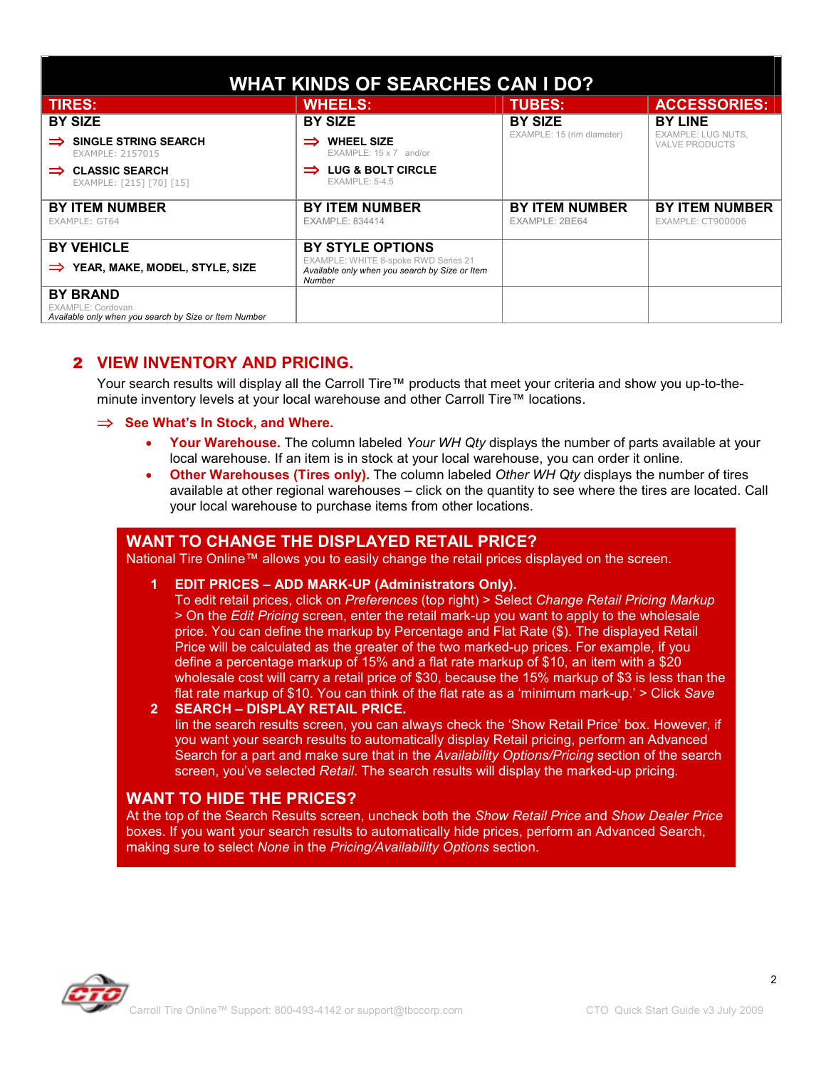| WHAT KINDS OF SEARCHES CAN I DO? | | | |
|---|---|---|---|
| **TIRES:** | **WHEELS:** | **TUBES:** | **ACCESSORIES:** |
| **BY SIZE**<br>⇒ **SINGLE STRING SEARCH**<br>EXAMPLE: 2157015<br>⇒ **CLASSIC SEARCH**<br>EXAMPLE: [215] [70] [15] | **BY SIZE**<br>⇒ **WHEEL SIZE**<br>EXAMPLE: 15 x 7 and/or<br>⇒ **LUG & BOLT CIRCLE**<br>EXAMPLE: 5-4.5 | **BY SIZE**<br>EXAMPLE: 15 (rim diameter) | **BY LINE**<br>EXAMPLE: LUG NUTS, VALVE PRODUCTS |
| **BY ITEM NUMBER**<br>EXAMPLE: GT64 | **BY ITEM NUMBER**<br>EXAMPLE: 834414 | **BY ITEM NUMBER**<br>EXAMPLE: 2BE64 | **BY ITEM NUMBER**<br>EXAMPLE: CT900006 |
| **BY VEHICLE**<br>⇒ **YEAR, MAKE, MODEL, STYLE, SIZE** | **BY STYLE OPTIONS**<br>EXAMPLE: WHITE 8-spoke RWD Series 21<br>*Available only when you search by Size or Item Number* | | |
| **BY BRAND**<br>EXAMPLE: Cordovan<br>*Available only when you search by Size or Item Number* | | | |

## 2 VIEW INVENTORY AND PRICING.

Your search results will display all the Carroll Tire™ products that meet your criteria and show you up-to-the-minute inventory levels at your local warehouse and other Carroll Tire™ locations.

### ⇒ See What's In Stock, and Where.

- **Your Warehouse.** The column labeled *Your WH Qty* displays the number of parts available at your local warehouse. If an item is in stock at your local warehouse, you can order it online.
- **Other Warehouses (Tires only).** The column labeled *Other WH Qty* displays the number of tires available at other regional warehouses – click on the quantity to see where the tires are located. Call your local warehouse to purchase items from other locations.

### WANT TO CHANGE THE DISPLAYED RETAIL PRICE?

National Tire Online™ allows you to easily change the retail prices displayed on the screen.

1. **EDIT PRICES – ADD MARK-UP (Administrators Only).**
   To edit retail prices, click on *Preferences* (top right) > Select *Change Retail Pricing Markup* > On the *Edit Pricing* screen, enter the retail mark-up you want to apply to the wholesale price. You can define the markup by Percentage and Flat Rate ($). The displayed Retail Price will be calculated as the greater of the two marked-up prices. For example, if you define a percentage markup of 15% and a flat rate markup of $10, an item with a $20 wholesale cost will carry a retail price of $30, because the 15% markup of $3 is less than the flat rate markup of $10. You can think of the flat rate as a 'minimum mark-up.' > Click *Save*
2. **SEARCH – DISPLAY RETAIL PRICE.**
   Iin the search results screen, you can always check the 'Show Retail Price' box. However, if you want your search results to automatically display Retail pricing, perform an Advanced Search for a part and make sure that in the *Availability Options/Pricing* section of the search screen, you've selected *Retail*. The search results will display the marked-up pricing.

### WANT TO HIDE THE PRICES?

At the top of the Search Results screen, uncheck both the *Show Retail Price* and *Show Dealer Price* boxes. If you want your search results to automatically hide prices, perform an Advanced Search, making sure to select *None* in the *Pricing/Availability Options* section.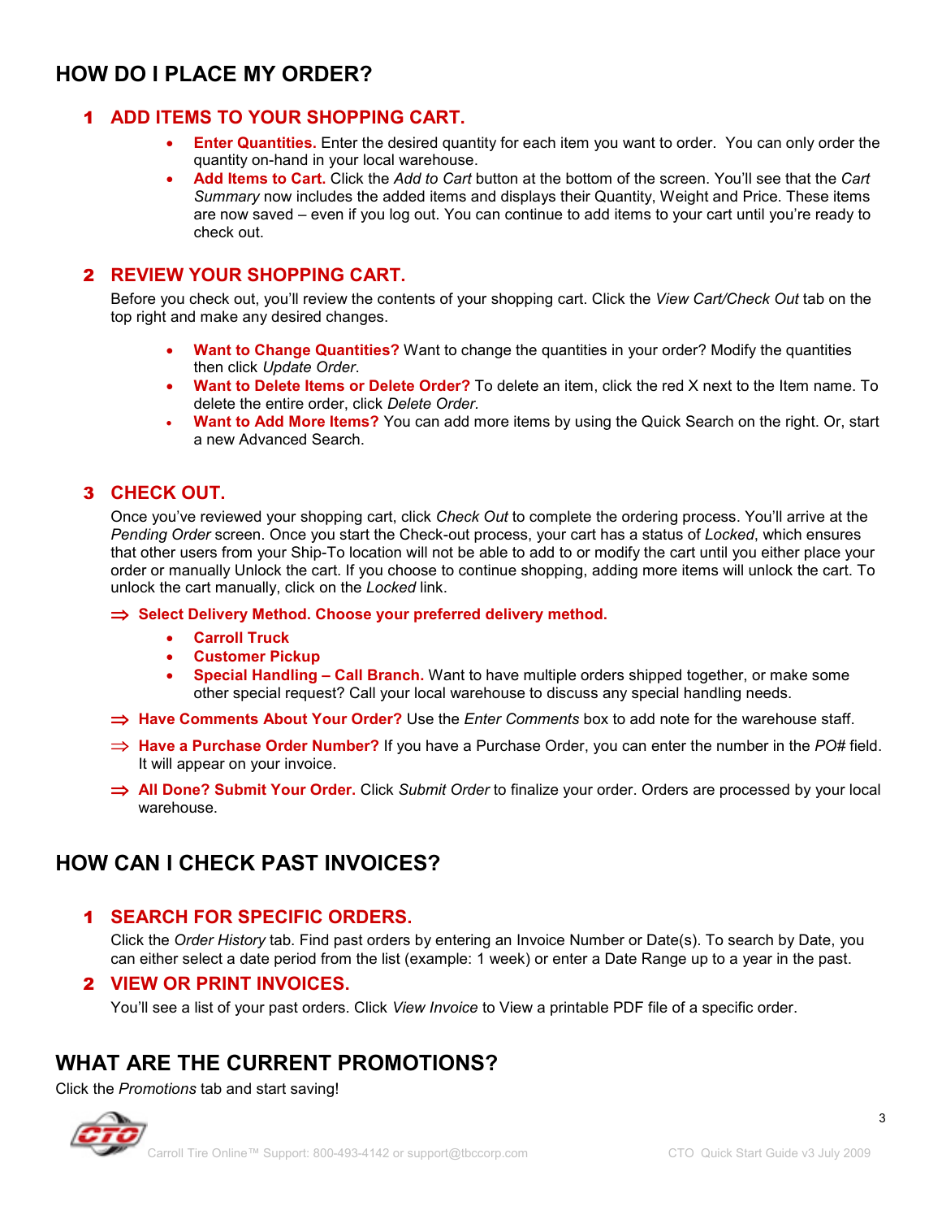# HOW DO I PLACE MY ORDER?

## 1 ADD ITEMS TO YOUR SHOPPING CART.

- **Enter Quantities.** Enter the desired quantity for each item you want to order. You can only order the quantity on-hand in your local warehouse.
- **Add Items to Cart.** Click the *Add to Cart* button at the bottom of the screen. You'll see that the *Cart Summary* now includes the added items and displays their Quantity, Weight and Price. These items are now saved – even if you log out. You can continue to add items to your cart until you're ready to check out.

## 2 REVIEW YOUR SHOPPING CART.

Before you check out, you'll review the contents of your shopping cart. Click the *View Cart/Check Out* tab on the top right and make any desired changes.

- **Want to Change Quantities?** Want to change the quantities in your order? Modify the quantities then click *Update Order*.
- **Want to Delete Items or Delete Order?** To delete an item, click the red X next to the Item name. To delete the entire order, click *Delete Order*.
- **Want to Add More Items?** You can add more items by using the Quick Search on the right. Or, start a new Advanced Search.

## 3 CHECK OUT.

Once you've reviewed your shopping cart, click *Check Out* to complete the ordering process. You'll arrive at the *Pending Order* screen. Once you start the Check-out process, your cart has a status of *Locked*, which ensures that other users from your Ship-To location will not be able to add to or modify the cart until you either place your order or manually Unlock the cart. If you choose to continue shopping, adding more items will unlock the cart. To unlock the cart manually, click on the *Locked* link.

⇒ **Select Delivery Method. Choose your preferred delivery method.**

- **Carroll Truck**
- **Customer Pickup**
- **Special Handling – Call Branch.** Want to have multiple orders shipped together, or make some other special request? Call your local warehouse to discuss any special handling needs.

⇒ **Have Comments About Your Order?** Use the *Enter Comments* box to add note for the warehouse staff.

⇒ **Have a Purchase Order Number?** If you have a Purchase Order, you can enter the number in the *PO#* field. It will appear on your invoice.

⇒ **All Done? Submit Your Order.** Click *Submit Order* to finalize your order. Orders are processed by your local warehouse.

# HOW CAN I CHECK PAST INVOICES?

## 1 SEARCH FOR SPECIFIC ORDERS.

Click the *Order History* tab. Find past orders by entering an Invoice Number or Date(s). To search by Date, you can either select a date period from the list (example: 1 week) or enter a Date Range up to a year in the past.

## 2 VIEW OR PRINT INVOICES.

You'll see a list of your past orders. Click *View Invoice* to View a printable PDF file of a specific order.

# WHAT ARE THE CURRENT PROMOTIONS?

Click the *Promotions* tab and start saving!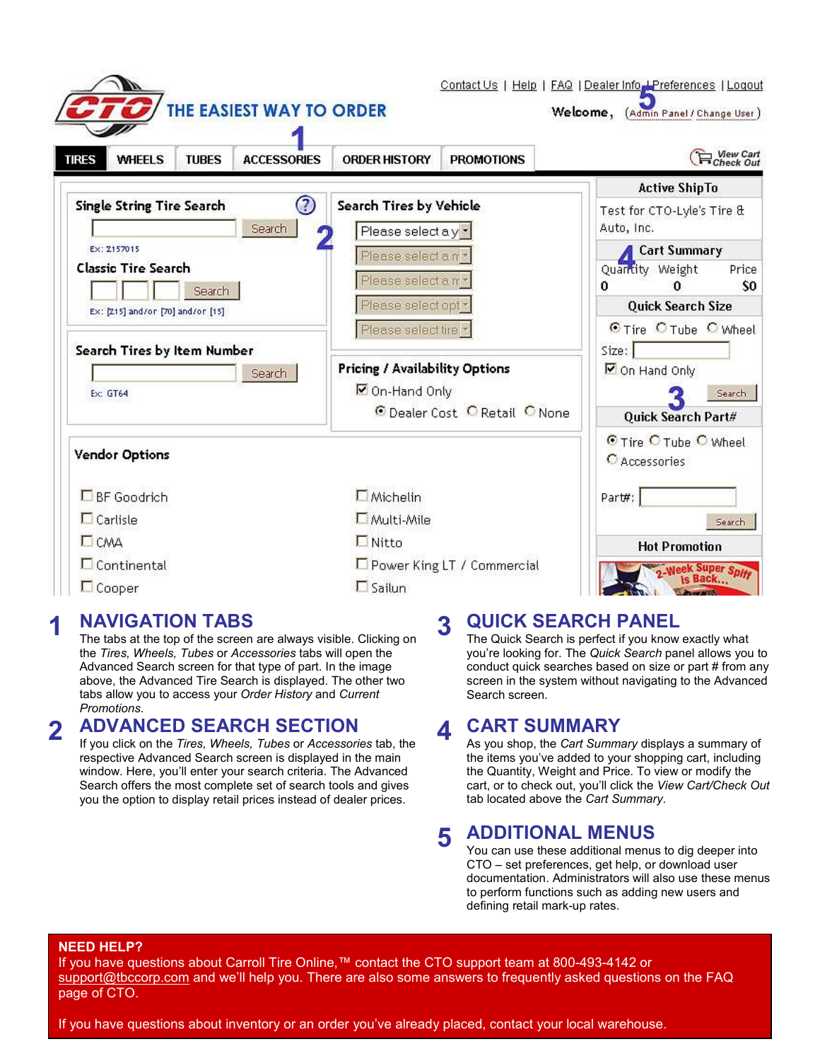## 1 NAVIGATION TABS

The tabs at the top of the screen are always visible. Clicking on the *Tires, Wheels, Tubes* or *Accessories* tabs will open the Advanced Search screen for that type of part. In the image above, the Advanced Tire Search is displayed. The other two tabs allow you to access your *Order History* and *Current Promotions*.

## 2 ADVANCED SEARCH SECTION

If you click on the *Tires, Wheels, Tubes* or *Accessories* tab, the respective Advanced Search screen is displayed in the main window. Here, you'll enter your search criteria. The Advanced Search offers the most complete set of search tools and gives you the option to display retail prices instead of dealer prices.

## 3 QUICK SEARCH PANEL

The Quick Search is perfect if you know exactly what you're looking for. The *Quick Search* panel allows you to conduct quick searches based on size or part # from any screen in the system without navigating to the Advanced Search screen.

## 4 CART SUMMARY

As you shop, the *Cart Summary* displays a summary of the items you've added to your shopping cart, including the Quantity, Weight and Price. To view or modify the cart, or to check out, you'll click the *View Cart/Check Out* tab located above the *Cart Summary*.

## 5 ADDITIONAL MENUS

You can use these additional menus to dig deeper into CTO – set preferences, get help, or download user documentation. Administrators will also use these menus to perform functions such as adding new users and defining retail mark-up rates.

**NEED HELP?**

If you have questions about Carroll Tire Online,™ contact the CTO support team at 800-493-4142 or support@tbccorp.com and we'll help you. There are also some answers to frequently asked questions on the FAQ page of CTO.

If you have questions about inventory or an order you've already placed, contact your local warehouse.